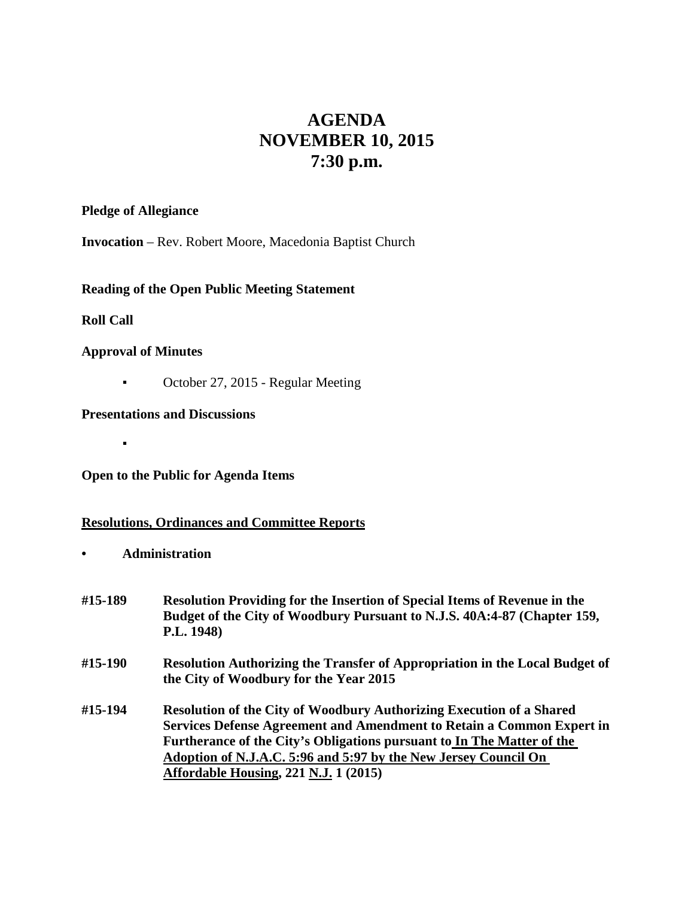# AGENDA
# NOVEMBER 10, 2015
# 7:30 p.m.

**Pledge of Allegiance**

**Invocation** – Rev. Robert Moore, Macedonia Baptist Church

**Reading of the Open Public Meeting Statement**

**Roll Call**

**Approval of Minutes**

- October 27, 2015 - Regular Meeting

**Presentations and Discussions**

- 

**Open to the Public for Agenda Items**

**<u>Resolutions, Ordinances and Committee Reports</u>**

- **Administration**

**#15-189** **Resolution Providing for the Insertion of Special Items of Revenue in the Budget of the City of Woodbury Pursuant to N.J.S. 40A:4-87 (Chapter 159, P.L. 1948)**

**#15-190** **Resolution Authorizing the Transfer of Appropriation in the Local Budget of the City of Woodbury for the Year 2015**

**#15-194** **Resolution of the City of Woodbury Authorizing Execution of a Shared Services Defense Agreement and Amendment to Retain a Common Expert in Furtherance of the City's Obligations pursuant to <u>In The Matter of the Adoption of N.J.A.C. 5:96 and 5:97 by the New Jersey Council On Affordable Housing</u>, 221 <u>N.J.</u> 1 (2015)**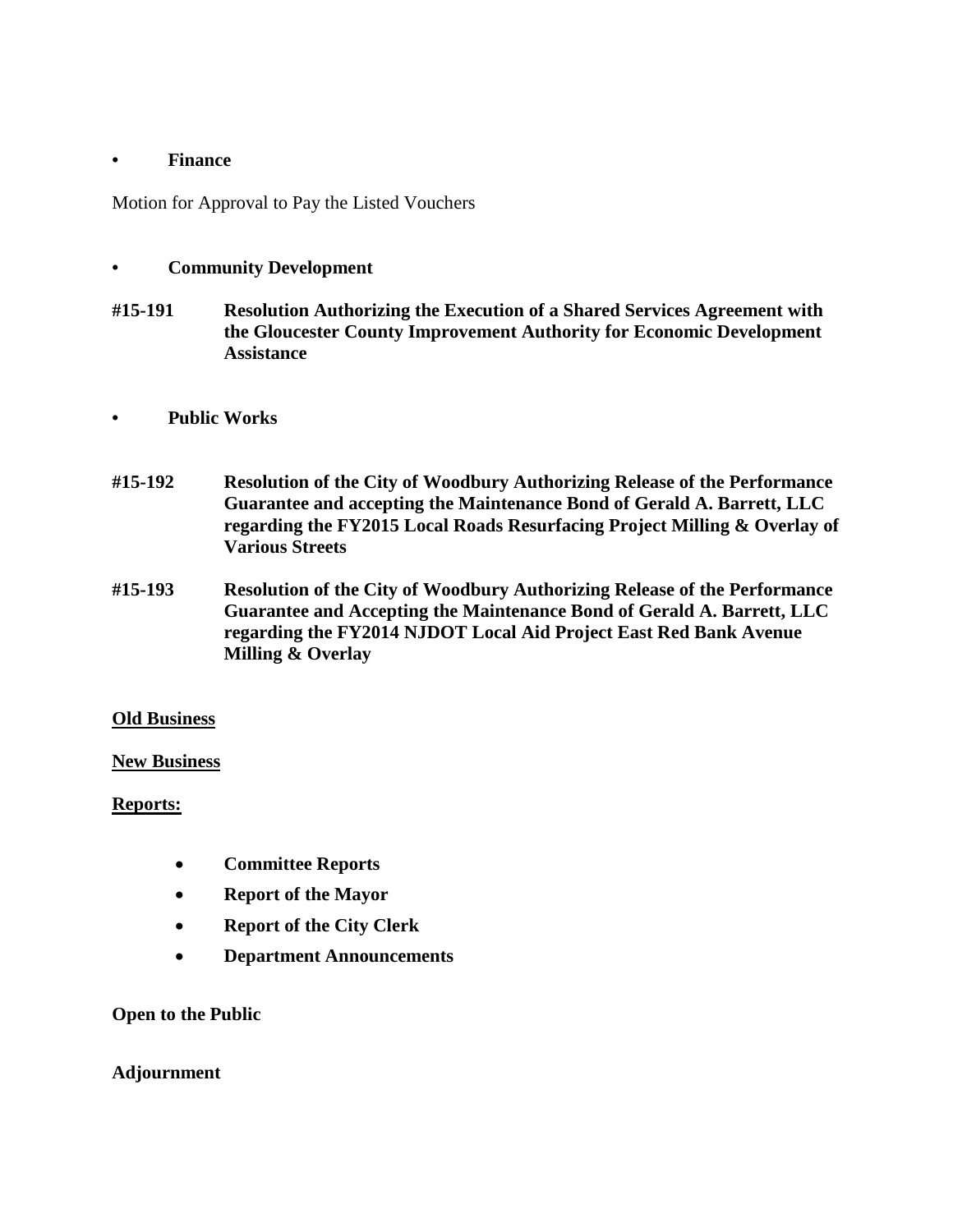- **Finance**

Motion for Approval to Pay the Listed Vouchers

- **Community Development**

**#15-191 Resolution Authorizing the Execution of a Shared Services Agreement with the Gloucester County Improvement Authority for Economic Development Assistance**

- **Public Works**

**#15-192 Resolution of the City of Woodbury Authorizing Release of the Performance Guarantee and accepting the Maintenance Bond of Gerald A. Barrett, LLC regarding the FY2015 Local Roads Resurfacing Project Milling & Overlay of Various Streets**

**#15-193 Resolution of the City of Woodbury Authorizing Release of the Performance Guarantee and Accepting the Maintenance Bond of Gerald A. Barrett, LLC regarding the FY2014 NJDOT Local Aid Project East Red Bank Avenue Milling & Overlay**

**Old Business**

**New Business**

**Reports:**

- **Committee Reports**
- **Report of the Mayor**
- **Report of the City Clerk**
- **Department Announcements**

**Open to the Public**

**Adjournment**